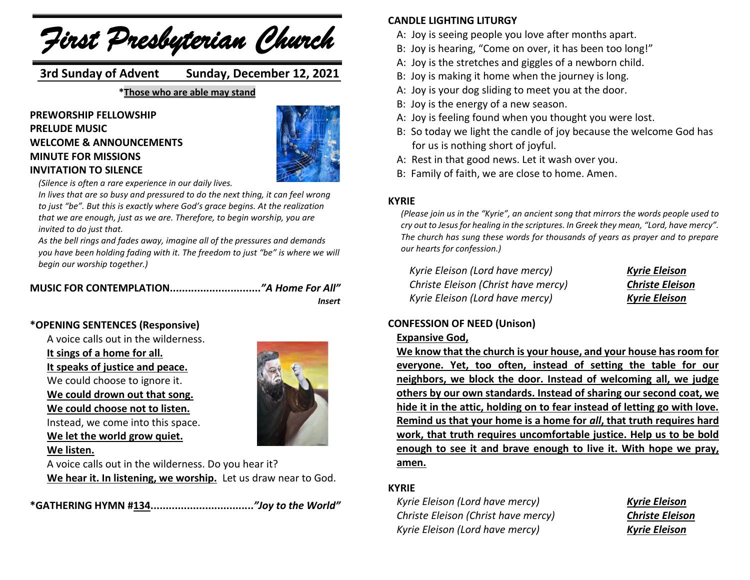# *First Presbyterian Church*

**3rd Sunday of Advent Sunday, December 12, 2021**

***Those who are able may stand**

**PREWORSHIP FELLOWSHIP**
**PRELUDE MUSIC**
**WELCOME & ANNOUNCEMENTS**
**MINUTE FOR MISSIONS**
**INVITATION TO SILENCE**

*(Silence is often a rare experience in our daily lives. In lives that are so busy and pressured to do the next thing, it can feel wrong to just "be". But this is exactly where God's grace begins. At the realization that we are enough, just as we are. Therefore, to begin worship, you are invited to do just that.*
*As the bell rings and fades away, imagine all of the pressures and demands you have been holding fading with it. The freedom to just "be" is where we will begin our worship together.)*

**MUSIC FOR CONTEMPLATION............................."*A Home For All*"**
***Insert***

**\*OPENING SENTENCES (Responsive)**

A voice calls out in the wilderness.
**It sings of a home for all.**
**It speaks of justice and peace.**
We could choose to ignore it.
**We could drown out that song.**
**We could choose not to listen.**
Instead, we come into this space.
**We let the world grow quiet.**
**We listen.**
A voice calls out in the wilderness. Do you hear it?
**We hear it. In listening, we worship.** Let us draw near to God.

**\*GATHERING HYMN #134................................."*Joy to the World*"**

**CANDLE LIGHTING LITURGY**

A: Joy is seeing people you love after months apart.
B: Joy is hearing, "Come on over, it has been too long!"
A: Joy is the stretches and giggles of a newborn child.
B: Joy is making it home when the journey is long.
A: Joy is your dog sliding to meet you at the door.
B: Joy is the energy of a new season.
A: Joy is feeling found when you thought you were lost.
B: So today we light the candle of joy because the welcome God has for us is nothing short of joyful.
A: Rest in that good news. Let it wash over you.
B: Family of faith, we are close to home. Amen.

**KYRIE**

*(Please join us in the "Kyrie", an ancient song that mirrors the words people used to cry out to Jesus for healing in the scriptures. In Greek they mean, "Lord, have mercy". The church has sung these words for thousands of years as prayer and to prepare our hearts for confession.)*

*Kyrie Eleison (Lord have mercy)* ***Kyrie Eleison***
*Christe Eleison (Christ have mercy)* ***Christe Eleison***
*Kyrie Eleison (Lord have mercy)* ***Kyrie Eleison***

**CONFESSION OF NEED (Unison)**

**Expansive God,**
**We know that the church is your house, and your house has room for everyone. Yet, too often, instead of setting the table for our neighbors, we block the door. Instead of welcoming all, we judge others by our own standards. Instead of sharing our second coat, we hide it in the attic, holding on to fear instead of letting go with love. Remind us that your home is a home for *all*, that truth requires hard work, that truth requires uncomfortable justice. Help us to be bold enough to see it and brave enough to live it. With hope we pray, amen.**

**KYRIE**

*Kyrie Eleison (Lord have mercy)* ***Kyrie Eleison***
*Christe Eleison (Christ have mercy)* ***Christe Eleison***
*Kyrie Eleison (Lord have mercy)* ***Kyrie Eleison***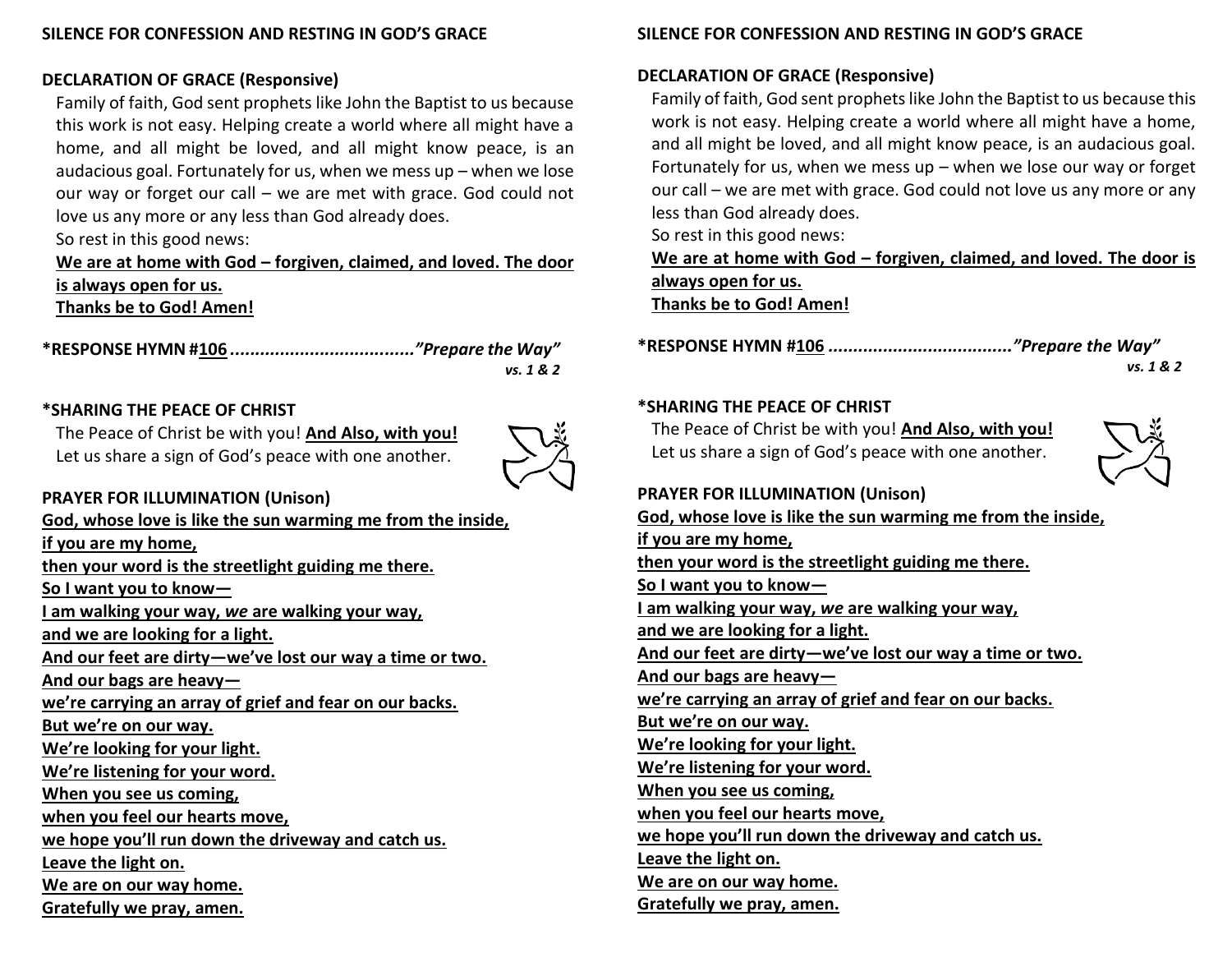**SILENCE FOR CONFESSION AND RESTING IN GOD'S GRACE**

**DECLARATION OF GRACE (Responsive)**

Family of faith, God sent prophets like John the Baptist to us because this work is not easy. Helping create a world where all might have a home, and all might be loved, and all might know peace, is an audacious goal. Fortunately for us, when we mess up – when we lose our way or forget our call – we are met with grace. God could not love us any more or any less than God already does.

So rest in this good news:

**We are at home with God – forgiven, claimed, and loved. The door is always open for us.**

**Thanks be to God! Amen!**

**\*RESPONSE HYMN #106** .................................... ***"Prepare the Way"***

***vs. 1 & 2***

**\*SHARING THE PEACE OF CHRIST**

The Peace of Christ be with you! **And Also, with you!**

Let us share a sign of God's peace with one another.

**PRAYER FOR ILLUMINATION (Unison)**

**God, whose love is like the sun warming me from the inside,**
**if you are my home,**
**then your word is the streetlight guiding me there.**
**So I want you to know—**
**I am walking your way, *we* are walking your way,**
**and we are looking for a light.**
**And our feet are dirty—we've lost our way a time or two.**
**And our bags are heavy—**
**we're carrying an array of grief and fear on our backs.**
**But we're on our way.**
**We're looking for your light.**
**We're listening for your word.**
**When you see us coming,**
**when you feel our hearts move,**
**we hope you'll run down the driveway and catch us.**
**Leave the light on.**
**We are on our way home.**
**Gratefully we pray, amen.**

**SILENCE FOR CONFESSION AND RESTING IN GOD'S GRACE**

**DECLARATION OF GRACE (Responsive)**

Family of faith, God sent prophets like John the Baptist to us because this work is not easy. Helping create a world where all might have a home, and all might be loved, and all might know peace, is an audacious goal. Fortunately for us, when we mess up – when we lose our way or forget our call – we are met with grace. God could not love us any more or any less than God already does.

So rest in this good news:

**We are at home with God – forgiven, claimed, and loved. The door is always open for us.**

**Thanks be to God! Amen!**

**\*RESPONSE HYMN #106** .................................... ***"Prepare the Way"***

***vs. 1 & 2***

**\*SHARING THE PEACE OF CHRIST**

The Peace of Christ be with you! **And Also, with you!**

Let us share a sign of God's peace with one another.

**PRAYER FOR ILLUMINATION (Unison)**

**God, whose love is like the sun warming me from the inside,**
**if you are my home,**
**then your word is the streetlight guiding me there.**
**So I want you to know—**
**I am walking your way, *we* are walking your way,**
**and we are looking for a light.**
**And our feet are dirty—we've lost our way a time or two.**
**And our bags are heavy—**
**we're carrying an array of grief and fear on our backs.**
**But we're on our way.**
**We're looking for your light.**
**We're listening for your word.**
**When you see us coming,**
**when you feel our hearts move,**
**we hope you'll run down the driveway and catch us.**
**Leave the light on.**
**We are on our way home.**
**Gratefully we pray, amen.**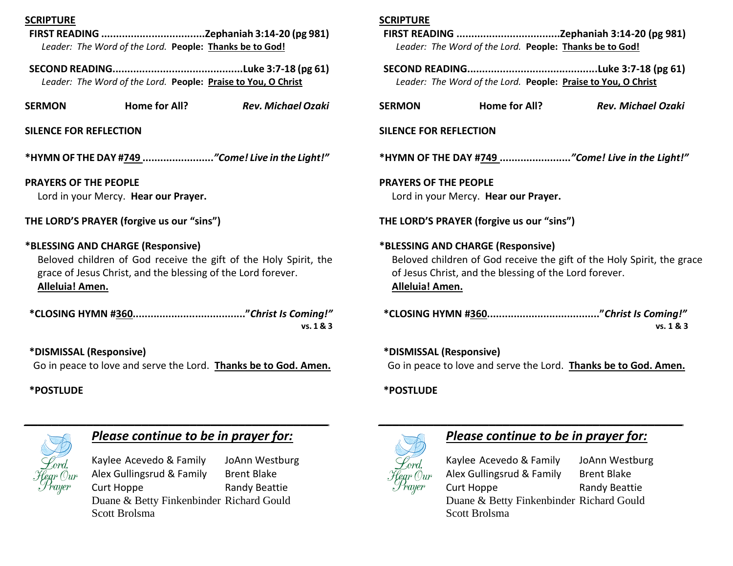**SCRIPTURE**

**FIRST READING ..................................Zephaniah 3:14-20 (pg 981)**

*Leader: The Word of the Lord.* **People: Thanks be to God!**

**SECOND READING...........................................Luke 3:7-18 (pg 61)**

*Leader: The Word of the Lord.* **People: Praise to You, O Christ**

**SERMON** **Home for All?** ***Rev. Michael Ozaki***

**SILENCE FOR REFLECTION**

**\*HYMN OF THE DAY #749 .......................*"Come! Live in the Light!"***

**PRAYERS OF THE PEOPLE**

Lord in your Mercy. **Hear our Prayer.**

**THE LORD'S PRAYER (forgive us our "sins")**

**\*BLESSING AND CHARGE (Responsive)**

Beloved children of God receive the gift of the Holy Spirit, the grace of Jesus Christ, and the blessing of the Lord forever.

**Alleluia! Amen.**

**\*CLOSING HYMN #360....................................*"Christ Is Coming!"***
**vs. 1 & 3**

**\*DISMISSAL (Responsive)**

Go in peace to love and serve the Lord. **Thanks be to God. Amen.**

**\*POSTLUDE**

---

Lord, Hear Our Prayer

## *Please continue to be in prayer for:*

Kaylee Acevedo & Family
Alex Gullingsrud & Family
Curt Hoppe
Duane & Betty Finkenbinder
Scott Brolsma
JoAnn Westburg
Brent Blake
Randy Beattie
Richard Gould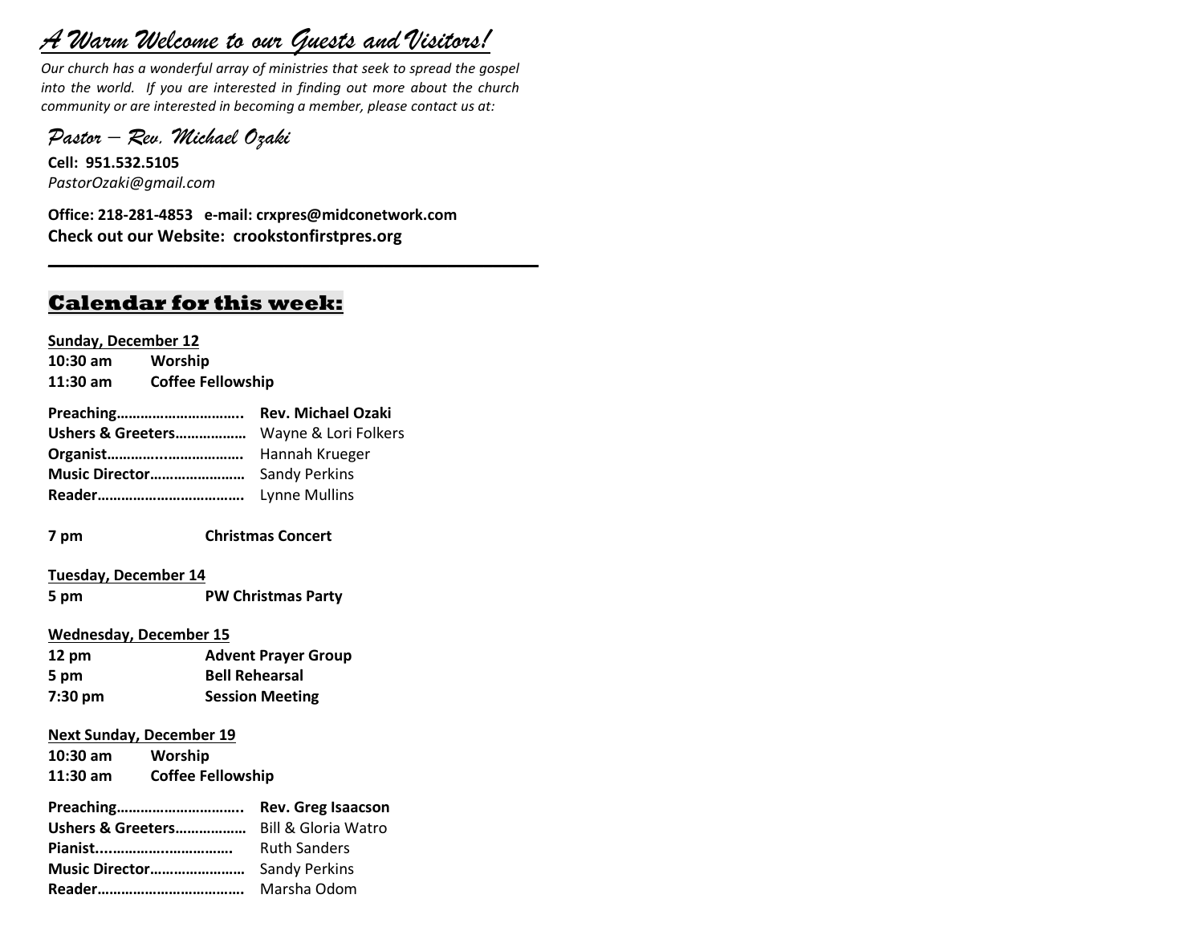# *A Warm Welcome to our Guests and Visitors!*

*Our church has a wonderful array of ministries that seek to spread the gospel into the world. If you are interested in finding out more about the church community or are interested in becoming a member, please contact us at:*

## *Pastor – Rev. Michael Ozaki*

**Cell: 951.532.5105**
*PastorOzaki@gmail.com*

**Office: 218-281-4853 e-mail: crxpres@midconetwork.com**
**Check out our Website: crookstonfirstpres.org**

---

## Calendar for this week:

**Sunday, December 12**
**10:30 am** **Worship**
**11:30 am** **Coffee Fellowship**

**Preaching…………………………..** **Rev. Michael Ozaki**
**Ushers & Greeters………………** Wayne & Lori Folkers
**Organist…………..………………** Hannah Krueger
**Music Director……………………** Sandy Perkins
**Reader………………………………** Lynne Mullins

**7 pm** **Christmas Concert**

**Tuesday, December 14**
**5 pm** **PW Christmas Party**

**Wednesday, December 15**
**12 pm** **Advent Prayer Group**
**5 pm** **Bell Rehearsal**
**7:30 pm** **Session Meeting**

**Next Sunday, December 19**
**10:30 am** **Worship**
**11:30 am** **Coffee Fellowship**

**Preaching…………………………..** **Rev. Greg Isaacson**
**Ushers & Greeters………………** Bill & Gloria Watro
**Pianist...…………..………………** Ruth Sanders
**Music Director……………………** Sandy Perkins
**Reader………………………………** Marsha Odom